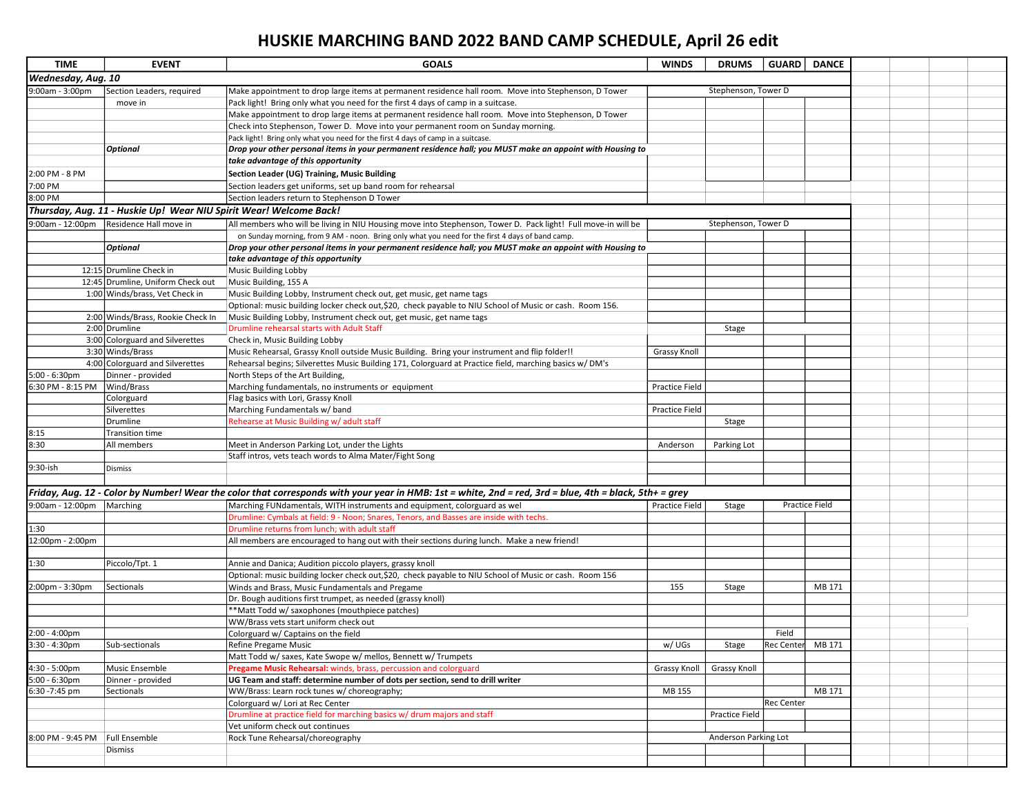# HUSKIE MARCHING BAND 2022 BAND CAMP SCHEDULE, April 26 edit

| TIME | EVENT | GOALS | WINDS | DRUMS | GUARD | DANCE |
|---|---|---|---|---|---|---|
| ***Wednesday, Aug. 10*** | | | | | | |
| 9:00am - 3:00pm | Section Leaders, required | Make appointment to drop large items at permanent residence hall room. Move into Stephenson, D Tower | | Stephenson, Tower D | | |
| | move in | Pack light! Bring only what you need for the first 4 days of camp in a suitcase. | | | | |
| | | Make appointment to drop large items at permanent residence hall room. Move into Stephenson, D Tower | | | | |
| | | Check into Stephenson, Tower D. Move into your permanent room on Sunday morning. | | | | |
| | | Pack light! Bring only what you need for the first 4 days of camp in a suitcase. | | | | |
| | ***Optional*** | ***Drop your other personal items in your permanent residence hall; you MUST make an appoint with Housing to*** | | | | |
| | | ***take advantage of this opportunity*** | | | | |
| 2:00 PM - 8 PM | | **Section Leader (UG) Training, Music Building** | | | | |
| 7:00 PM | | Section leaders get uniforms, set up band room for rehearsal | | | | |
| 8:00 PM | | Section leaders return to Stephenson D Tower | | | | |
| ***Thursday, Aug. 11 - Huskie Up! Wear NIU Spirit Wear! Welcome Back!*** | | | | | | |
| 9:00am - 12:00pm | Residence Hall move in | All members who will be living in NIU Housing move into Stephenson, Tower D. Pack light! Full move-in will be | | Stephenson, Tower D | | |
| | | on Sunday morning, from 9 AM - noon. Bring only what you need for the first 4 days of band camp. | | | | |
| | ***Optional*** | ***Drop your other personal items in your permanent residence hall; you MUST make an appoint with Housing to*** | | | | |
| | | ***take advantage of this opportunity*** | | | | |
| 12:15 | Drumline Check in | Music Building Lobby | | | | |
| 12:45 | Drumline, Uniform Check out | Music Building, 155 A | | | | |
| 1:00 | Winds/brass, Vet Check in | Music Building Lobby, Instrument check out, get music, get name tags | | | | |
| | | Optional: music building locker check out,$20, check payable to NIU School of Music or cash. Room 156. | | | | |
| 2:00 | Winds/Brass, Rookie Check In | Music Building Lobby, Instrument check out, get music, get name tags | | | | |
| 2:00 | Drumline | Drumline rehearsal starts with Adult Staff | | Stage | | |
| 3:00 | Colorguard and Silverettes | Check in, Music Building Lobby | | | | |
| 3:30 | Winds/Brass | Music Rehearsal, Grassy Knoll outside Music Building. Bring your instrument and flip folder!! | Grassy Knoll | | | |
| 4:00 | Colorguard and Silverettes | Rehearsal begins; Silverettes Music Building 171, Colorguard at Practice field, marching basics w/ DM's | | | | |
| 5:00 - 6:30pm | Dinner - provided | North Steps of the Art Building, | | | | |
| 6:30 PM - 8:15 PM | Wind/Brass | Marching fundamentals, no instruments or equipment | Practice Field | | | |
| | Colorguard | Flag basics with Lori, Grassy Knoll | | | | |
| | Silverettes | Marching Fundamentals w/ band | Practice Field | | | |
| | Drumline | Rehearse at Music Building w/ adult staff | | Stage | | |
| 8:15 | Transition time | | | | | |
| 8:30 | All members | Meet in Anderson Parking Lot, under the Lights | Anderson | Parking Lot | | |
| | | Staff intros, vets teach words to Alma Mater/Fight Song | | | | |
| 9:30-ish | Dismiss | | | | | |
| ***Friday, Aug. 12 - Color by Number! Wear the color that corresponds with your year in HMB: 1st = white, 2nd = red, 3rd = blue, 4th = black, 5th+ = grey*** | | | | | | |
| 9:00am - 12:00pm | Marching | Marching FUNdamentals, WITH instruments and equipment, colorguard as wel | Practice Field | Stage | Practice Field | |
| | | Drumline: Cymbals at field: 9 - Noon; Snares, Tenors, and Basses are inside with techs. | | | | |
| 1:30 | | Drumline returns from lunch; with adult staff | | | | |
| 12:00pm - 2:00pm | | All members are encouraged to hang out with their sections during lunch. Make a new friend! | | | | |
| 1:30 | Piccolo/Tpt. 1 | Annie and Danica; Audition piccolo players, grassy knoll | | | | |
| | | Optional: music building locker check out,$20, check payable to NIU School of Music or cash. Room 156 | | | | |
| 2:00pm - 3:30pm | Sectionals | Winds and Brass, Music Fundamentals and Pregame | 155 | Stage | | MB 171 |
| | | Dr. Bough auditions first trumpet, as needed (grassy knoll) | | | | |
| | | **Matt Todd w/ saxophones (mouthpiece patches) | | | | |
| | | WW/Brass vets start uniform check out | | | | |
| 2:00 - 4:00pm | | Colorguard w/ Captains on the field | | | Field | |
| 3:30 - 4:30pm | Sub-sectionals | Refine Pregame Music | w/ UGs | Stage | Rec Center | MB 171 |
| | | Matt Todd w/ saxes, Kate Swope w/ mellos, Bennett w/ Trumpets | | | | |
| 4:30 - 5:00pm | Music Ensemble | **Pregame Music Rehearsal:** winds, brass, percussion and colorguard | Grassy Knoll | Grassy Knoll | | |
| 5:00 - 6:30pm | Dinner - provided | **UG Team and staff: determine number of dots per section, send to drill writer** | | | | |
| 6:30 -7:45 pm | Sectionals | WW/Brass: Learn rock tunes w/ choreography; | MB 155 | | | MB 171 |
| | | Colorguard w/ Lori at Rec Center | | | Rec Center | |
| | | Drumline at practice field for marching basics w/ drum majors and staff | | Practice Field | | |
| | | Vet uniform check out continues | | | | |
| 8:00 PM - 9:45 PM | Full Ensemble | Rock Tune Rehearsal/choreography | | Anderson Parking Lot | | |
| | Dismiss | | | | | |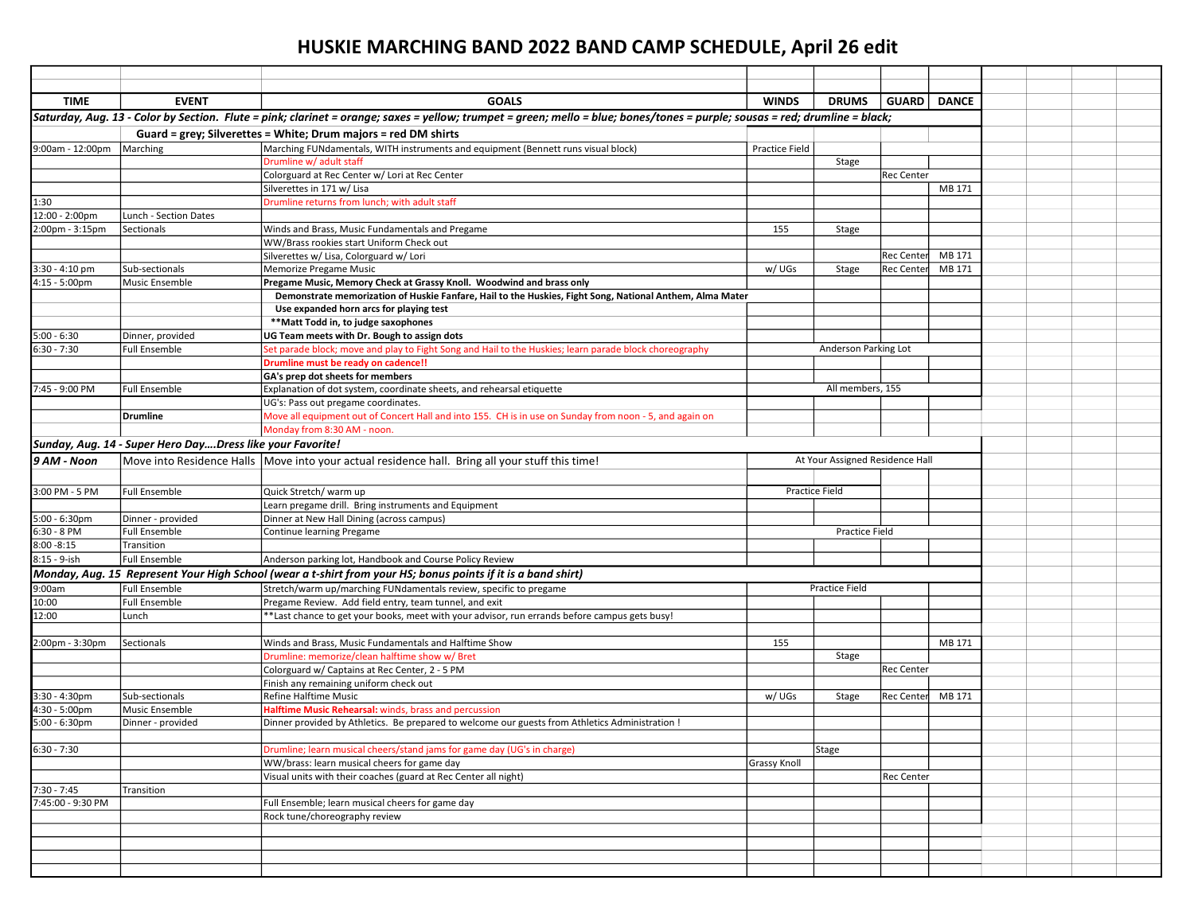# HUSKIE MARCHING BAND 2022 BAND CAMP SCHEDULE, April 26 edit

| TIME | EVENT | GOALS | WINDS | DRUMS | GUARD | DANCE |
|---|---|---|---|---|---|---|
| ***Saturday, Aug. 13 - Color by Section. Flute = pink; clarinet = orange; saxes = yellow; trumpet = green; mello = blue; bones/tones = purple; sousas = red; drumline = black;*** | | | | | | |
| | **Guard = grey; Silverettes = White; Drum majors = red DM shirts** | | | | | |
| 9:00am - 12:00pm | Marching | Marching FUNdamentals, WITH instruments and equipment (Bennett runs visual block) | Practice Field | | | |
| | | Drumline w/ adult staff | | Stage | | |
| | | Colorguard at Rec Center w/ Lori at Rec Center | | | Rec Center | |
| | | Silverettes in 171 w/ Lisa | | | | MB 171 |
| 1:30 | | Drumline returns from lunch; with adult staff | | | | |
| 12:00 - 2:00pm | Lunch - Section Dates | | | | | |
| 2:00pm - 3:15pm | Sectionals | Winds and Brass, Music Fundamentals and Pregame | 155 | Stage | | |
| | | WW/Brass rookies start Uniform Check out | | | | |
| | | Silverettes w/ Lisa, Colorguard w/ Lori | | | Rec Center | MB 171 |
| 3:30 - 4:10 pm | Sub-sectionals | Memorize Pregame Music | w/ UGs | Stage | Rec Center | MB 171 |
| 4:15 - 5:00pm | Music Ensemble | **Pregame Music, Memory Check at Grassy Knoll. Woodwind and brass only** | | | | |
| | | **Demonstrate memorization of Huskie Fanfare, Hail to the Huskies, Fight Song, National Anthem, Alma Mater** | | | | |
| | | **Use expanded horn arcs for playing test** | | | | |
| | | **\*\*Matt Todd in, to judge saxophones** | | | | |
| 5:00 - 6:30 | Dinner, provided | **UG Team meets with Dr. Bough to assign dots** | | | | |
| 6:30 - 7:30 | Full Ensemble | Set parade block; move and play to Fight Song and Hail to the Huskies; learn parade block choreography | | Anderson Parking Lot | | |
| | | **Drumline must be ready on cadence!!** | | | | |
| | | **GA's prep dot sheets for members** | | | | |
| 7:45 - 9:00 PM | Full Ensemble | Explanation of dot system, coordinate sheets, and rehearsal etiquette | | All members, 155 | | |
| | | UG's: Pass out pregame coordinates. | | | | |
| | **Drumline** | Move all equipment out of Concert Hall and into 155. CH is in use on Sunday from noon - 5, and again on Monday from 8:30 AM - noon. | | | | |
| ***Sunday, Aug. 14 - Super Hero Day....Dress like your Favorite!*** | | | | | | |
| ***9 AM - Noon*** | Move into Residence Halls | Move into your actual residence hall. Bring all your stuff this time! | | At Your Assigned Residence Hall | | |
| 3:00 PM - 5 PM | Full Ensemble | Quick Stretch/ warm up | Practice Field | | | |
| | | Learn pregame drill. Bring instruments and Equipment | | | | |
| 5:00 - 6:30pm | Dinner - provided | Dinner at New Hall Dining (across campus) | | | | |
| 6:30 - 8 PM | Full Ensemble | Continue learning Pregame | | Practice Field | | |
| 8:00 -8:15 | Transition | | | | | |
| 8:15 - 9-ish | Full Ensemble | Anderson parking lot, Handbook and Course Policy Review | | | | |
| ***Monday, Aug. 15 Represent Your High School (wear a t-shirt from your HS; bonus points if it is a band shirt)*** | | | | | | |
| 9:00am | Full Ensemble | Stretch/warm up/marching FUNdamentals review, specific to pregame | | Practice Field | | |
| 10:00 | Full Ensemble | Pregame Review. Add field entry, team tunnel, and exit | | | | |
| 12:00 | Lunch | \*\*Last chance to get your books, meet with your advisor, run errands before campus gets busy! | | | | |
| 2:00pm - 3:30pm | Sectionals | Winds and Brass, Music Fundamentals and Halftime Show | 155 | | | MB 171 |
| | | Drumline: memorize/clean halftime show w/ Bret | | Stage | | |
| | | Colorguard w/ Captains at Rec Center, 2 - 5 PM | | | Rec Center | |
| | | Finish any remaining uniform check out | | | | |
| 3:30 - 4:30pm | Sub-sectionals | Refine Halftime Music | w/ UGs | Stage | Rec Center | MB 171 |
| 4:30 - 5:00pm | Music Ensemble | **Halftime Music Rehearsal:** winds, brass and percussion | | | | |
| 5:00 - 6:30pm | Dinner - provided | Dinner provided by Athletics. Be prepared to welcome our guests from Athletics Administration ! | | | | |
| 6:30 - 7:30 | | Drumline; learn musical cheers/stand jams for game day (UG's in charge) | | Stage | | |
| | | WW/brass: learn musical cheers for game day | Grassy Knoll | | | |
| | | Visual units with their coaches (guard at Rec Center all night) | | | Rec Center | |
| 7:30 - 7:45 | Transition | | | | | |
| 7:45:00 - 9:30 PM | | Full Ensemble; learn musical cheers for game day | | | | |
| | | Rock tune/choreography review | | | | |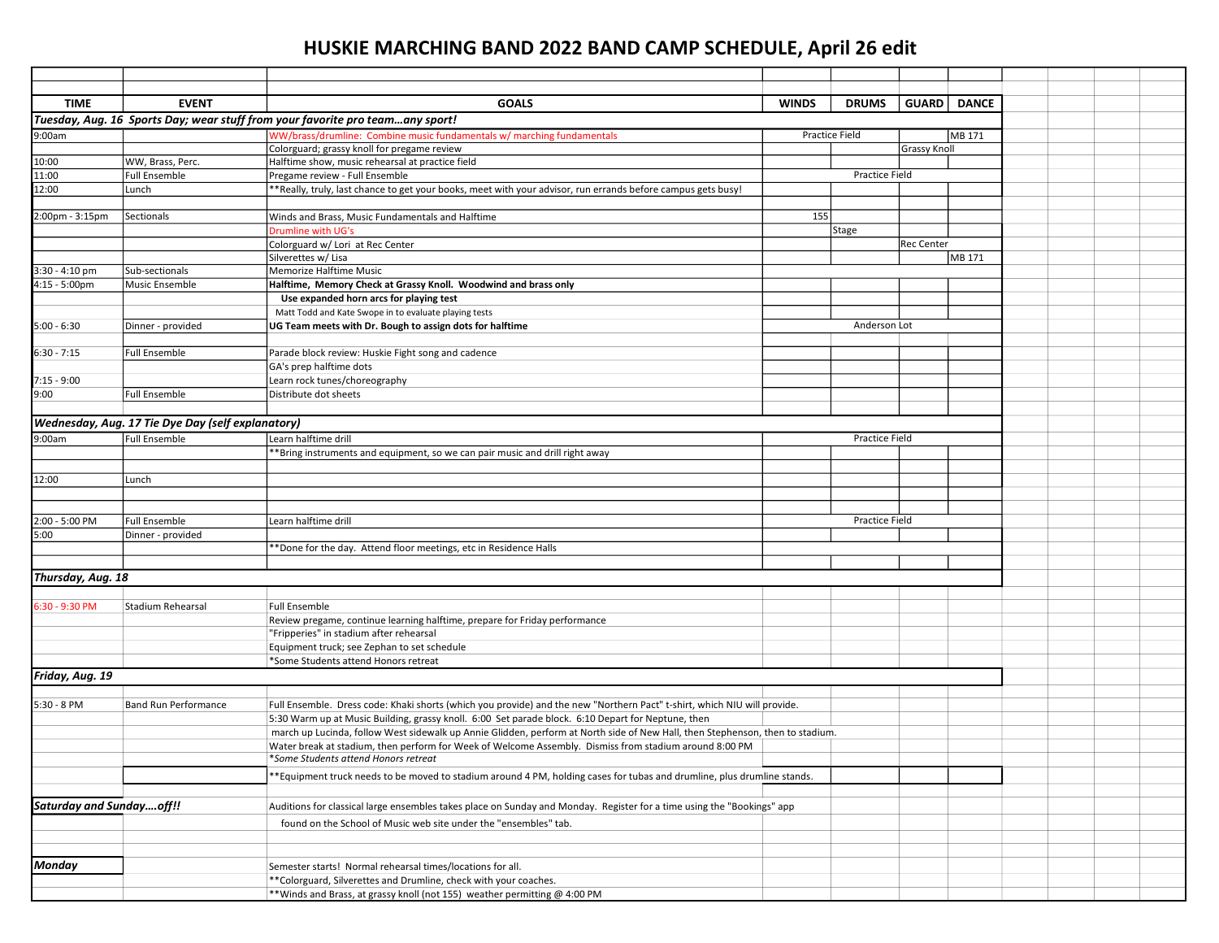# HUSKIE MARCHING BAND 2022 BAND CAMP SCHEDULE, April 26 edit

| TIME | EVENT | GOALS | WINDS | DRUMS | GUARD | DANCE |
|---|---|---|---|---|---|---|
| ***Tuesday, Aug. 16 Sports Day; wear stuff from your favorite pro team…any sport!*** | | | | | | |
| 9:00am | | WW/brass/drumline: Combine music fundamentals w/ marching fundamentals | Practice Field | | | MB 171 |
| | | Colorguard; grassy knoll for pregame review | | | Grassy Knoll | |
| 10:00 | WW, Brass, Perc. | Halftime show, music rehearsal at practice field | | | | |
| 11:00 | Full Ensemble | Pregame review - Full Ensemble | | Practice Field | | |
| 12:00 | Lunch | **Really, truly, last chance to get your books, meet with your advisor, run errands before campus gets busy! | | | | |
| 2:00pm - 3:15pm | Sectionals | Winds and Brass, Music Fundamentals and Halftime | 155 | | | |
| | | Drumline with UG's | | Stage | | |
| | | Colorguard w/ Lori at Rec Center | | | Rec Center | |
| | | Silverettes w/ Lisa | | | | MB 171 |
| 3:30 - 4:10 pm | Sub-sectionals | Memorize Halftime Music | | | | |
| 4:15 - 5:00pm | Music Ensemble | **Halftime, Memory Check at Grassy Knoll. Woodwind and brass only** | | | | |
| | | **Use expanded horn arcs for playing test** | | | | |
| | | Matt Todd and Kate Swope in to evaluate playing tests | | | | |
| 5:00 - 6:30 | Dinner - provided | **UG Team meets with Dr. Bough to assign dots for halftime** | | Anderson Lot | | |
| 6:30 - 7:15 | Full Ensemble | Parade block review: Huskie Fight song and cadence | | | | |
| | | GA's prep halftime dots | | | | |
| 7:15 - 9:00 | | Learn rock tunes/choreography | | | | |
| 9:00 | Full Ensemble | Distribute dot sheets | | | | |
| ***Wednesday, Aug. 17 Tie Dye Day (self explanatory)*** | | | | | | |
| 9:00am | Full Ensemble | Learn halftime drill | | Practice Field | | |
| | | **Bring instruments and equipment, so we can pair music and drill right away | | | | |
| 12:00 | Lunch | | | | | |
| 2:00 - 5:00 PM | Full Ensemble | Learn halftime drill | | Practice Field | | |
| 5:00 | Dinner - provided | | | | | |
| | | **Done for the day. Attend floor meetings, etc in Residence Halls | | | | |
| ***Thursday, Aug. 18*** | | | | | | |
| 6:30 - 9:30 PM | Stadium Rehearsal | Full Ensemble | | | | |
| | | Review pregame, continue learning halftime, prepare for Friday performance | | | | |
| | | "Fripperies" in stadium after rehearsal | | | | |
| | | Equipment truck; see Zephan to set schedule | | | | |
| | | *Some Students attend Honors retreat | | | | |
| ***Friday, Aug. 19*** | | | | | | |
| 5:30 - 8 PM | Band Run Performance | Full Ensemble. Dress code: Khaki shorts (which you provide) and the new "Northern Pact" t-shirt, which NIU will provide. | | | | |
| | | 5:30 Warm up at Music Building, grassy knoll. 6:00 Set parade block. 6:10 Depart for Neptune, then | | | | |
| | | march up Lucinda, follow West sidewalk up Annie Glidden, perform at North side of New Hall, then Stephenson, then to stadium. | | | | |
| | | Water break at stadium, then perform for Week of Welcome Assembly. Dismiss from stadium around 8:00 PM | | | | |
| | | **Some Students attend Honors retreat* | | | | |
| | | **Equipment truck needs to be moved to stadium around 4 PM, holding cases for tubas and drumline, plus drumline stands. | | | | |
| ***Saturday and Sunday….off!!*** | | Auditions for classical large ensembles takes place on Sunday and Monday. Register for a time using the "Bookings" app | | | | |
| | | found on the School of Music web site under the "ensembles" tab. | | | | |
| ***Monday*** | | Semester starts! Normal rehearsal times/locations for all. | | | | |
| | | **Colorguard, Silverettes and Drumline, check with your coaches. | | | | |
| | | **Winds and Brass, at grassy knoll (not 155) weather permitting @ 4:00 PM | | | | |